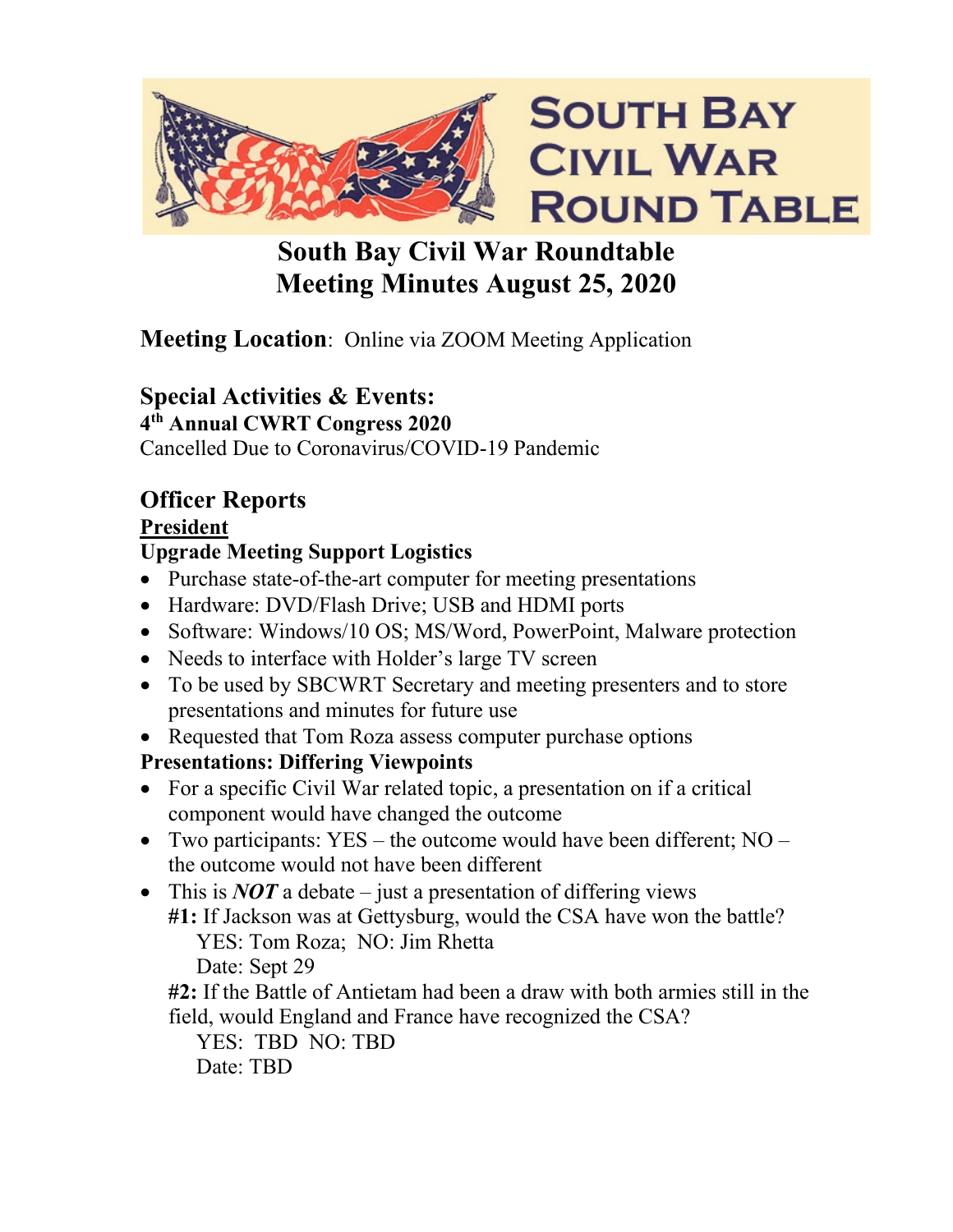# South Bay Civil War Round Table

## South Bay Civil War Roundtable
## Meeting Minutes August 25, 2020

**Meeting Location**: Online via ZOOM Meeting Application

## Special Activities & Events:

**4th Annual CWRT Congress 2020**

Cancelled Due to Coronavirus/COVID-19 Pandemic

## Officer Reports

### President

**Upgrade Meeting Support Logistics**

- Purchase state-of-the-art computer for meeting presentations
- Hardware: DVD/Flash Drive; USB and HDMI ports
- Software: Windows/10 OS; MS/Word, PowerPoint, Malware protection
- Needs to interface with Holder's large TV screen
- To be used by SBCWRT Secretary and meeting presenters and to store presentations and minutes for future use
- Requested that Tom Roza assess computer purchase options

**Presentations: Differing Viewpoints**

- For a specific Civil War related topic, a presentation on if a critical component would have changed the outcome
- Two participants: YES – the outcome would have been different; NO – the outcome would not have been different
- This is ***NOT*** a debate – just a presentation of differing views

  **#1:** If Jackson was at Gettysburg, would the CSA have won the battle?

    YES: Tom Roza; NO: Jim Rhetta

    Date: Sept 29

  **#2:** If the Battle of Antietam had been a draw with both armies still in the field, would England and France have recognized the CSA?

    YES: TBD NO: TBD

    Date: TBD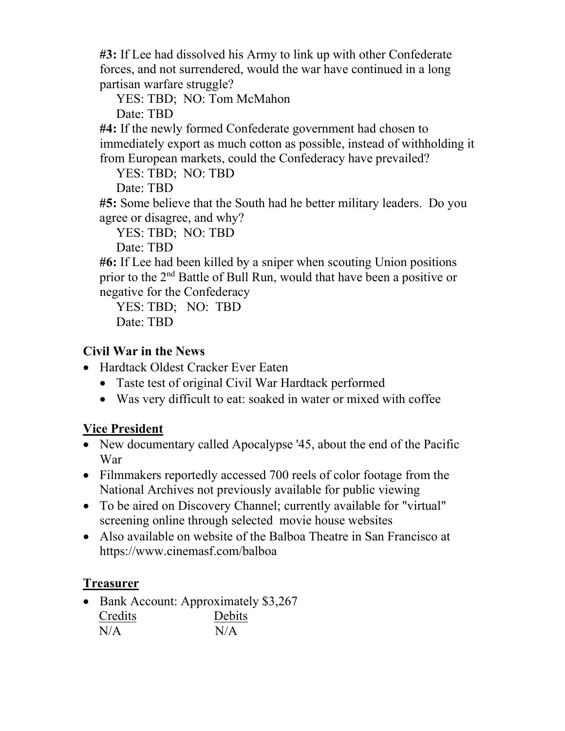**#3:** If Lee had dissolved his Army to link up with other Confederate forces, and not surrendered, would the war have continued in a long partisan warfare struggle?

YES: TBD; NO: Tom McMahon

Date: TBD

**#4:** If the newly formed Confederate government had chosen to immediately export as much cotton as possible, instead of withholding it from European markets, could the Confederacy have prevailed?

YES: TBD; NO: TBD

Date: TBD

**#5:** Some believe that the South had he better military leaders. Do you agree or disagree, and why?

YES: TBD; NO: TBD

Date: TBD

**#6:** If Lee had been killed by a sniper when scouting Union positions prior to the 2nd Battle of Bull Run, would that have been a positive or negative for the Confederacy

YES: TBD; NO: TBD

Date: TBD

**Civil War in the News**

- Hardtack Oldest Cracker Ever Eaten
  - Taste test of original Civil War Hardtack performed
  - Was very difficult to eat: soaked in water or mixed with coffee

## Vice President

- New documentary called Apocalypse '45, about the end of the Pacific War
- Filmmakers reportedly accessed 700 reels of color footage from the National Archives not previously available for public viewing
- To be aired on Discovery Channel; currently available for "virtual" screening online through selected movie house websites
- Also available on website of the Balboa Theatre in San Francisco at https://www.cinemasf.com/balboa

## Treasurer

- Bank Account: Approximately $3,267

| Credits | Debits |
|---|---|
| N/A | N/A |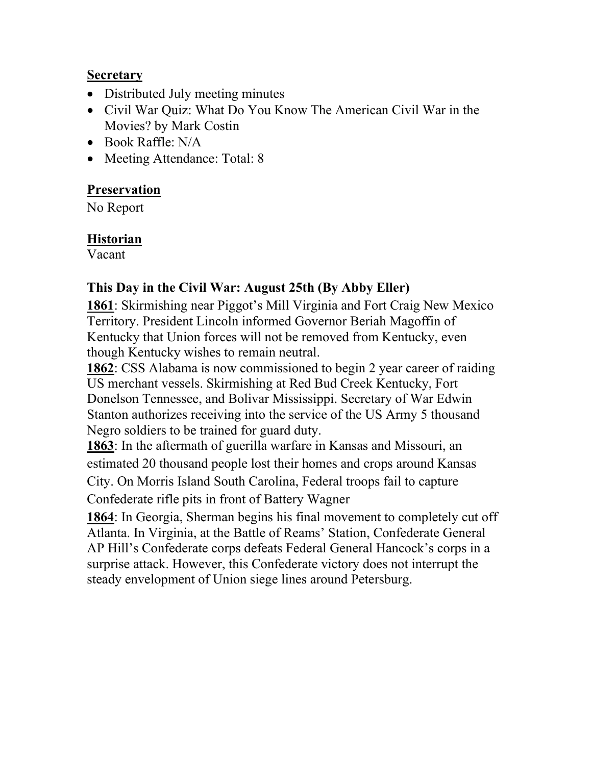**Secretary**

- Distributed July meeting minutes
- Civil War Quiz: What Do You Know The American Civil War in the Movies? by Mark Costin
- Book Raffle: N/A
- Meeting Attendance: Total: 8

**Preservation**

No Report

**Historian**

Vacant

**This Day in the Civil War: August 25th (By Abby Eller)**

**1861**: Skirmishing near Piggot's Mill Virginia and Fort Craig New Mexico Territory. President Lincoln informed Governor Beriah Magoffin of Kentucky that Union forces will not be removed from Kentucky, even though Kentucky wishes to remain neutral.

**1862**: CSS Alabama is now commissioned to begin 2 year career of raiding US merchant vessels. Skirmishing at Red Bud Creek Kentucky, Fort Donelson Tennessee, and Bolivar Mississippi. Secretary of War Edwin Stanton authorizes receiving into the service of the US Army 5 thousand Negro soldiers to be trained for guard duty.

**1863**: In the aftermath of guerilla warfare in Kansas and Missouri, an estimated 20 thousand people lost their homes and crops around Kansas City. On Morris Island South Carolina, Federal troops fail to capture Confederate rifle pits in front of Battery Wagner

**1864**: In Georgia, Sherman begins his final movement to completely cut off Atlanta. In Virginia, at the Battle of Reams' Station, Confederate General AP Hill's Confederate corps defeats Federal General Hancock's corps in a surprise attack. However, this Confederate victory does not interrupt the steady envelopment of Union siege lines around Petersburg.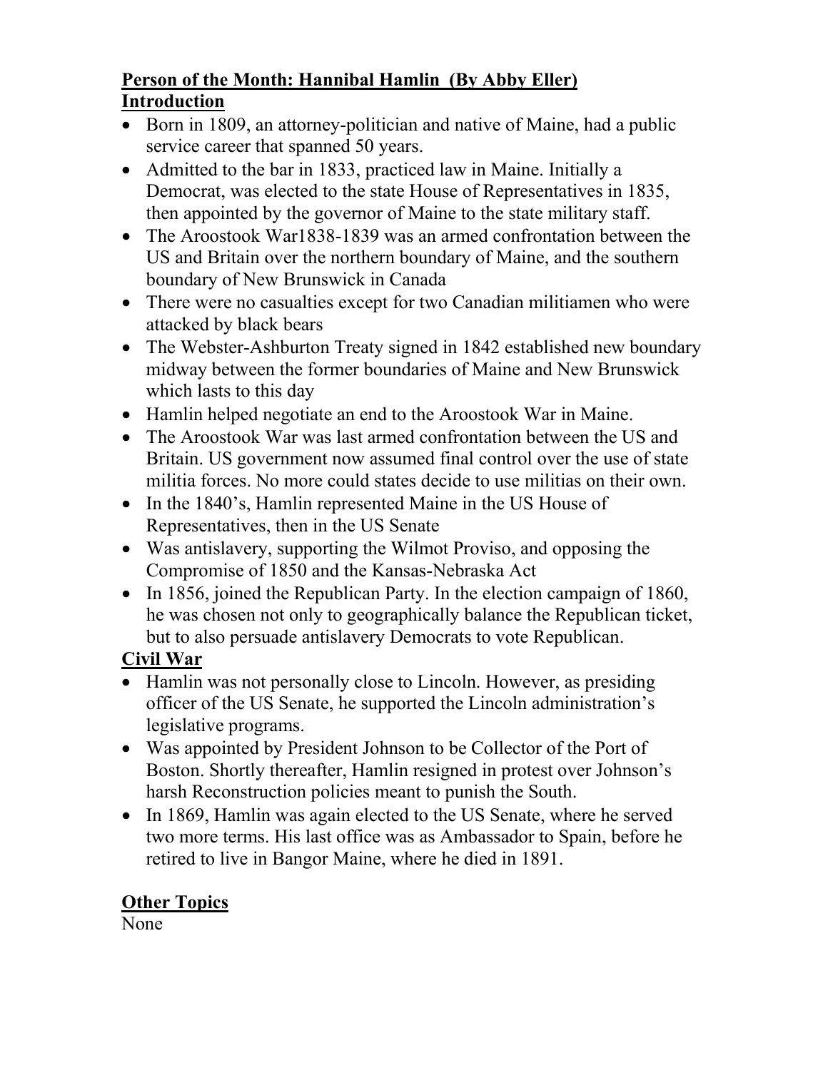**Person of the Month: Hannibal Hamlin (By Abby Eller)**

**Introduction**

- Born in 1809, an attorney-politician and native of Maine, had a public service career that spanned 50 years.
- Admitted to the bar in 1833, practiced law in Maine. Initially a Democrat, was elected to the state House of Representatives in 1835, then appointed by the governor of Maine to the state military staff.
- The Aroostook War1838-1839 was an armed confrontation between the US and Britain over the northern boundary of Maine, and the southern boundary of New Brunswick in Canada
- There were no casualties except for two Canadian militiamen who were attacked by black bears
- The Webster-Ashburton Treaty signed in 1842 established new boundary midway between the former boundaries of Maine and New Brunswick which lasts to this day
- Hamlin helped negotiate an end to the Aroostook War in Maine.
- The Aroostook War was last armed confrontation between the US and Britain. US government now assumed final control over the use of state militia forces. No more could states decide to use militias on their own.
- In the 1840's, Hamlin represented Maine in the US House of Representatives, then in the US Senate
- Was antislavery, supporting the Wilmot Proviso, and opposing the Compromise of 1850 and the Kansas-Nebraska Act
- In 1856, joined the Republican Party. In the election campaign of 1860, he was chosen not only to geographically balance the Republican ticket, but to also persuade antislavery Democrats to vote Republican.

**Civil War**

- Hamlin was not personally close to Lincoln. However, as presiding officer of the US Senate, he supported the Lincoln administration's legislative programs.
- Was appointed by President Johnson to be Collector of the Port of Boston. Shortly thereafter, Hamlin resigned in protest over Johnson's harsh Reconstruction policies meant to punish the South.
- In 1869, Hamlin was again elected to the US Senate, where he served two more terms. His last office was as Ambassador to Spain, before he retired to live in Bangor Maine, where he died in 1891.

**Other Topics**

None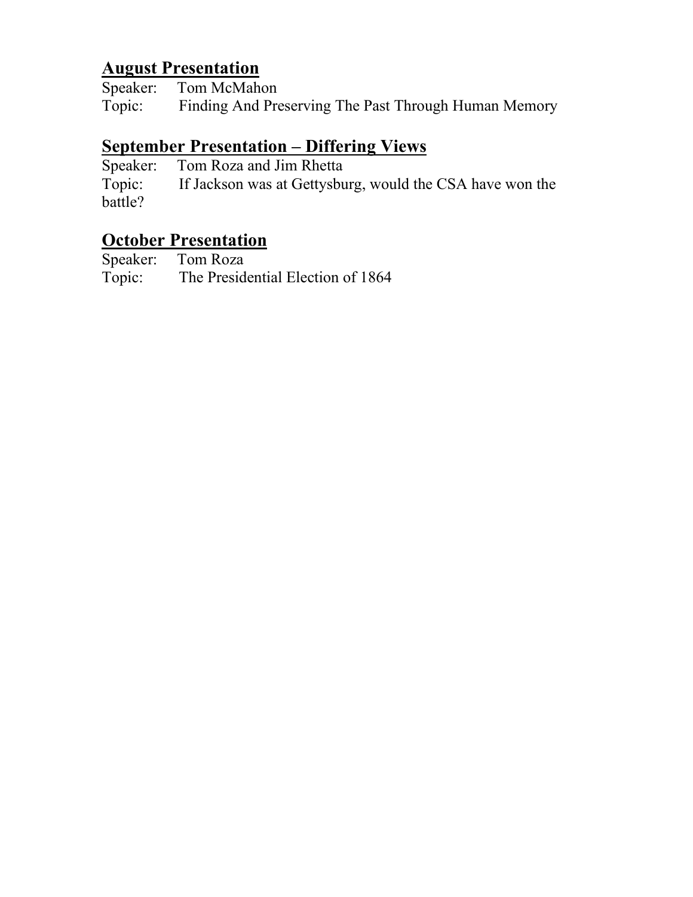## August Presentation

Speaker: Tom McMahon
Topic: Finding And Preserving The Past Through Human Memory

## September Presentation – Differing Views

Speaker: Tom Roza and Jim Rhetta
Topic: If Jackson was at Gettysburg, would the CSA have won the battle?

## October Presentation

Speaker: Tom Roza
Topic: The Presidential Election of 1864